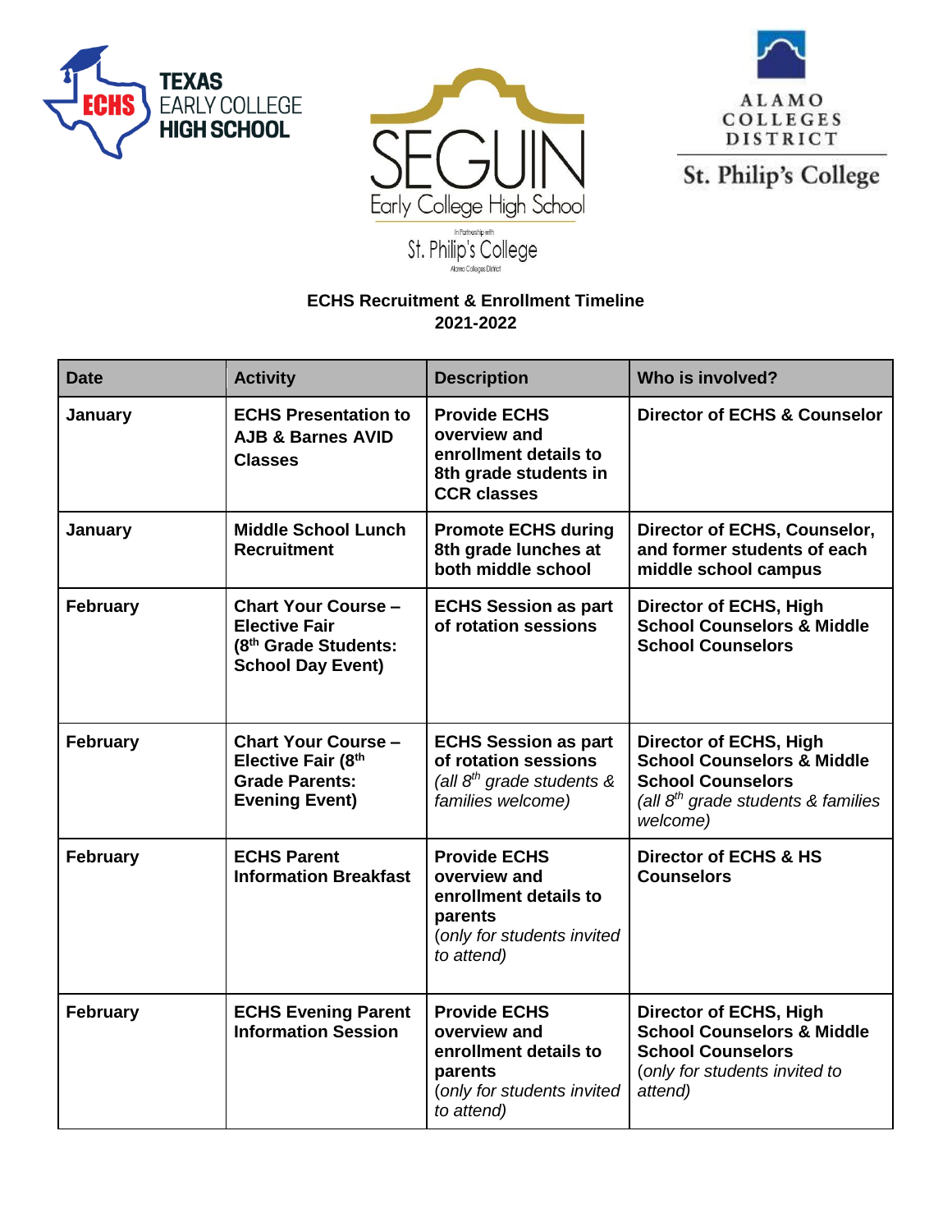## ECHS Recruitment & Enrollment Timeline
## 2021-2022

| Date | Activity | Description | Who is involved? |
|---|---|---|---|
| **January** | **ECHS Presentation to AJB & Barnes AVID Classes** | **Provide ECHS overview and enrollment details to 8th grade students in CCR classes** | **Director of ECHS & Counselor** |
| **January** | **Middle School Lunch Recruitment** | **Promote ECHS during 8th grade lunches at both middle school** | **Director of ECHS, Counselor, and former students of each middle school campus** |
| **February** | **Chart Your Course – Elective Fair (8th Grade Students: School Day Event)** | **ECHS Session as part of rotation sessions** | **Director of ECHS, High School Counselors & Middle School Counselors** |
| **February** | **Chart Your Course – Elective Fair (8th Grade Parents: Evening Event)** | **ECHS Session as part of rotation sessions** *(all 8th grade students & families welcome)* | **Director of ECHS, High School Counselors & Middle School Counselors** *(all 8th grade students & families welcome)* |
| **February** | **ECHS Parent Information Breakfast** | **Provide ECHS overview and enrollment details to parents** (*only for students invited to attend)* | **Director of ECHS & HS Counselors** |
| **February** | **ECHS Evening Parent Information Session** | **Provide ECHS overview and enrollment details to parents** (*only for students invited to attend)* | **Director of ECHS, High School Counselors & Middle School Counselors** (*only for students invited to attend)* |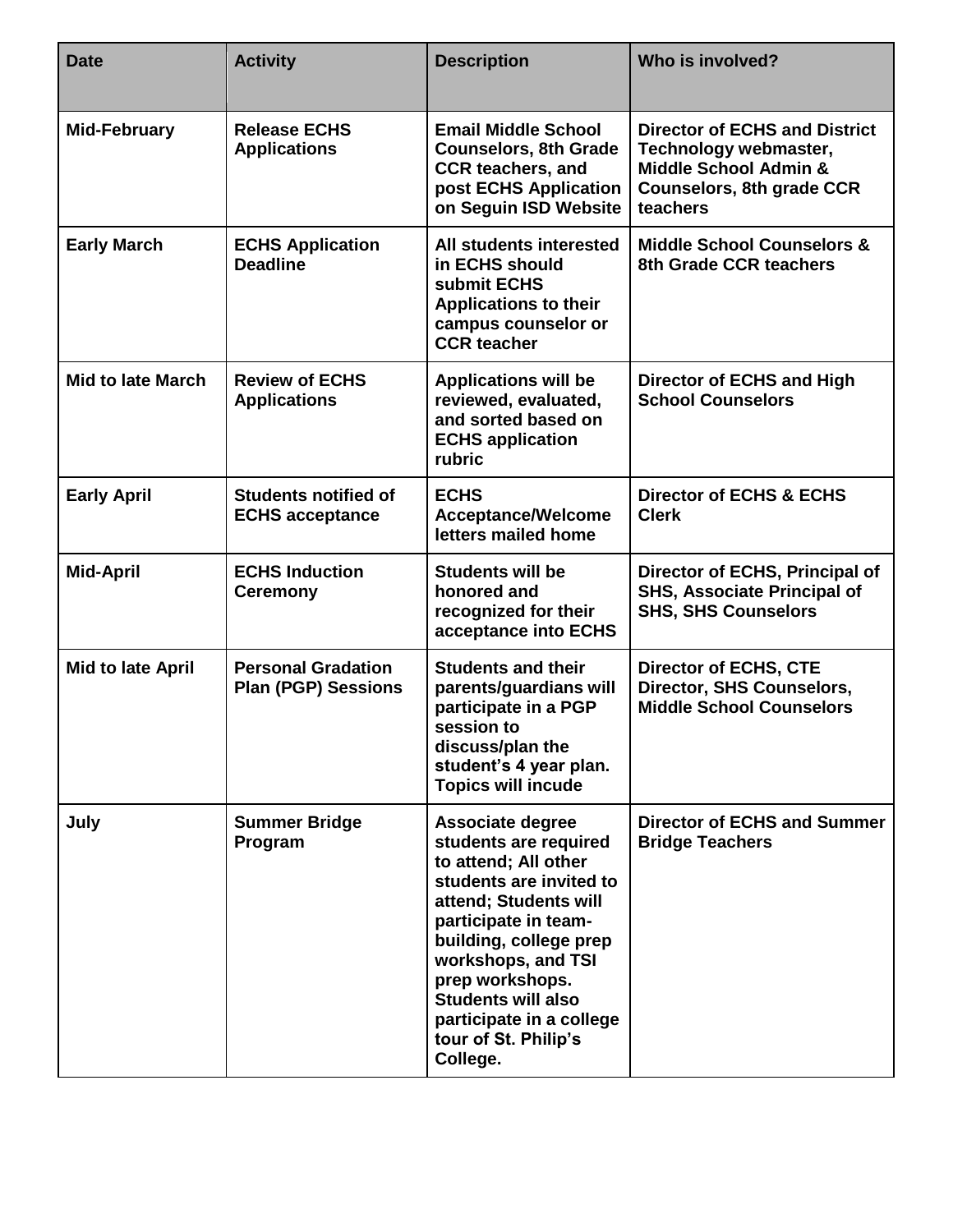| Date | Activity | Description | Who is involved? |
|---|---|---|---|
| **Mid-February** | **Release ECHS Applications** | **Email Middle School Counselors, 8th Grade CCR teachers, and post ECHS Application on Seguin ISD Website** | **Director of ECHS and District Technology webmaster, Middle School Admin & Counselors, 8th grade CCR teachers** |
| **Early March** | **ECHS Application Deadline** | **All students interested in ECHS should submit ECHS Applications to their campus counselor or CCR teacher** | **Middle School Counselors & 8th Grade CCR teachers** |
| **Mid to late March** | **Review of ECHS Applications** | **Applications will be reviewed, evaluated, and sorted based on ECHS application rubric** | **Director of ECHS and High School Counselors** |
| **Early April** | **Students notified of ECHS acceptance** | **ECHS Acceptance/Welcome letters mailed home** | **Director of ECHS & ECHS Clerk** |
| **Mid-April** | **ECHS Induction Ceremony** | **Students will be honored and recognized for their acceptance into ECHS** | **Director of ECHS, Principal of SHS, Associate Principal of SHS, SHS Counselors** |
| **Mid to late April** | **Personal Gradation Plan (PGP) Sessions** | **Students and their parents/guardians will participate in a PGP session to discuss/plan the student's 4 year plan. Topics will incude** | **Director of ECHS, CTE Director, SHS Counselors, Middle School Counselors** |
| **July** | **Summer Bridge Program** | **Associate degree students are required to attend; All other students are invited to attend; Students will participate in team-building, college prep workshops, and TSI prep workshops. Students will also participate in a college tour of St. Philip's College.** | **Director of ECHS and Summer Bridge Teachers** |